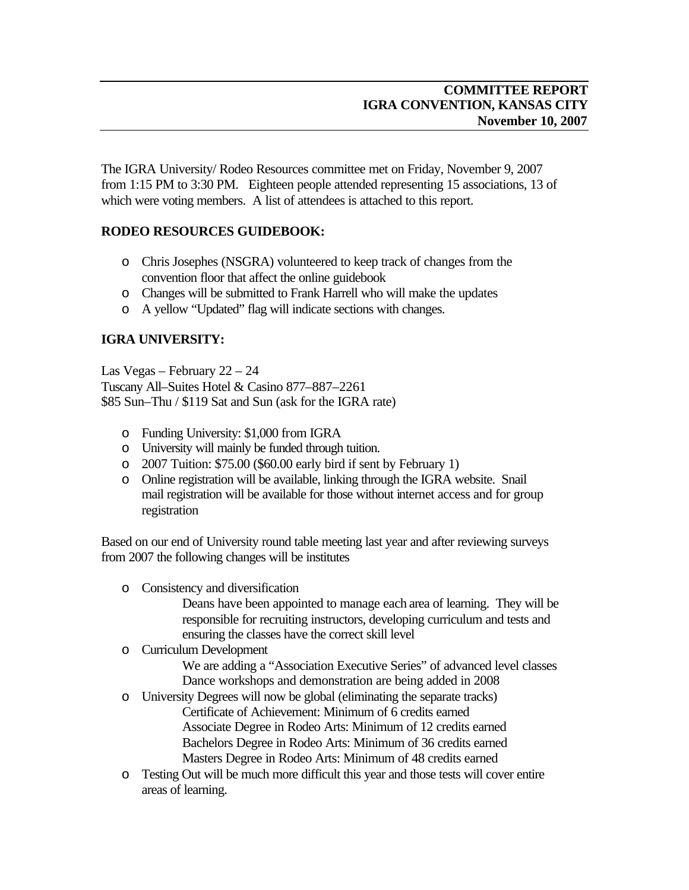**COMMITTEE REPORT**
**IGRA CONVENTION, KANSAS CITY**
**November 10, 2007**

The IGRA University/ Rodeo Resources committee met on Friday, November 9, 2007 from 1:15 PM to 3:30 PM. Eighteen people attended representing 15 associations, 13 of which were voting members. A list of attendees is attached to this report.

## RODEO RESOURCES GUIDEBOOK:

- Chris Josephes (NSGRA) volunteered to keep track of changes from the convention floor that affect the online guidebook
- Changes will be submitted to Frank Harrell who will make the updates
- A yellow "Updated" flag will indicate sections with changes.

## IGRA UNIVERSITY:

Las Vegas – February 22 – 24
Tuscany All–Suites Hotel & Casino 877–887–2261
$85 Sun–Thu / $119 Sat and Sun (ask for the IGRA rate)

- Funding University: $1,000 from IGRA
- University will mainly be funded through tuition.
- 2007 Tuition: $75.00 ($60.00 early bird if sent by February 1)
- Online registration will be available, linking through the IGRA website. Snail mail registration will be available for those without internet access and for group registration

Based on our end of University round table meeting last year and after reviewing surveys from 2007 the following changes will be institutes

- Consistency and diversification
  - Deans have been appointed to manage each area of learning. They will be responsible for recruiting instructors, developing curriculum and tests and ensuring the classes have the correct skill level
- Curriculum Development
  - We are adding a "Association Executive Series" of advanced level classes
  - Dance workshops and demonstration are being added in 2008
- University Degrees will now be global (eliminating the separate tracks)
  - Certificate of Achievement: Minimum of 6 credits earned
  - Associate Degree in Rodeo Arts: Minimum of 12 credits earned
  - Bachelors Degree in Rodeo Arts: Minimum of 36 credits earned
  - Masters Degree in Rodeo Arts: Minimum of 48 credits earned
- Testing Out will be much more difficult this year and those tests will cover entire areas of learning.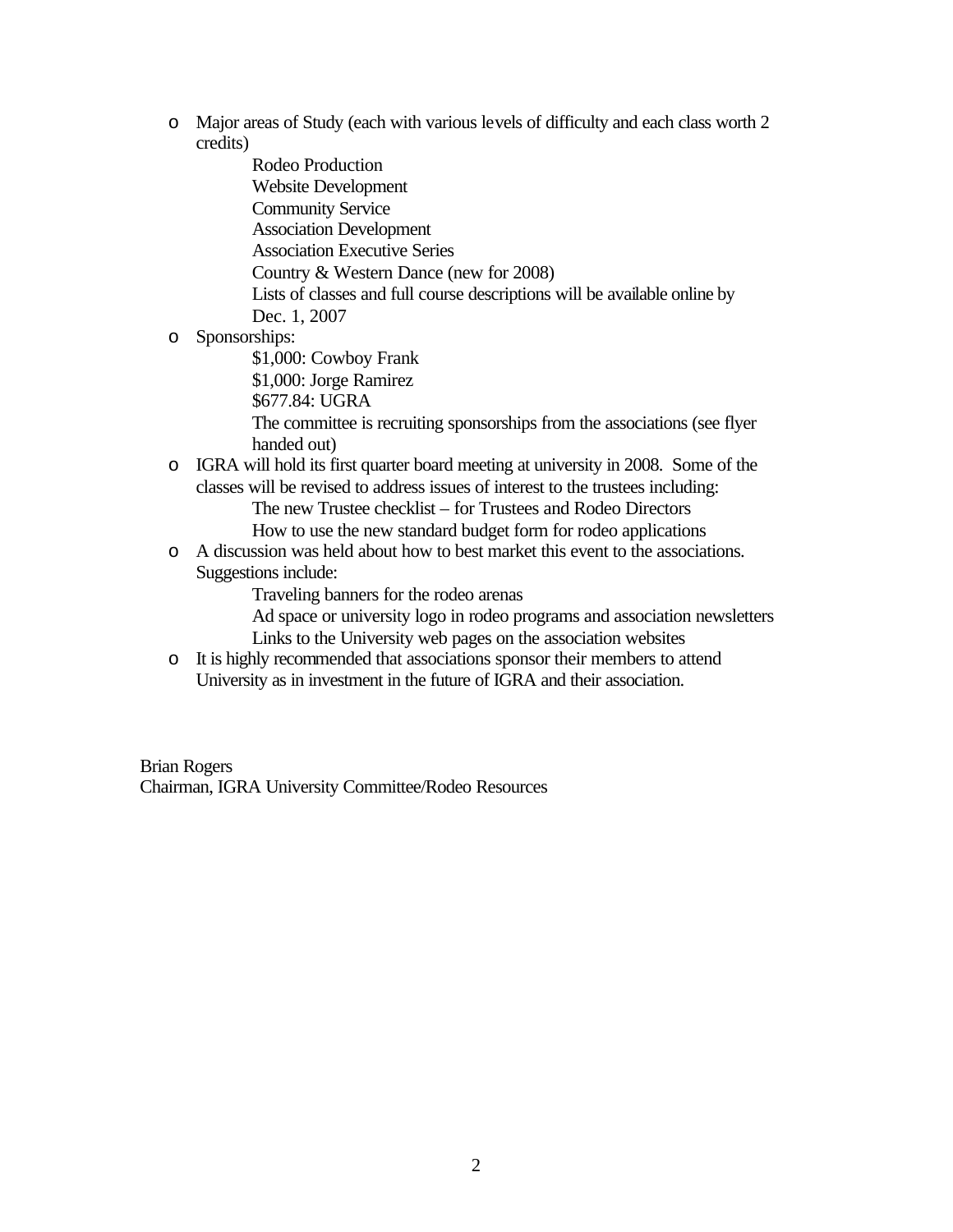- Major areas of Study (each with various levels of difficulty and each class worth 2 credits)
  - Rodeo Production
  - Website Development
  - Community Service
  - Association Development
  - Association Executive Series
  - Country & Western Dance (new for 2008)
  - Lists of classes and full course descriptions will be available online by Dec. 1, 2007
- Sponsorships:
  - $1,000: Cowboy Frank
  - $1,000: Jorge Ramirez
  - $677.84: UGRA
  - The committee is recruiting sponsorships from the associations (see flyer handed out)
- IGRA will hold its first quarter board meeting at university in 2008. Some of the classes will be revised to address issues of interest to the trustees including:
  - The new Trustee checklist – for Trustees and Rodeo Directors
  - How to use the new standard budget form for rodeo applications
- A discussion was held about how to best market this event to the associations. Suggestions include:
  - Traveling banners for the rodeo arenas
  - Ad space or university logo in rodeo programs and association newsletters
  - Links to the University web pages on the association websites
- It is highly recommended that associations sponsor their members to attend University as in investment in the future of IGRA and their association.

Brian Rogers
Chairman, IGRA University Committee/Rodeo Resources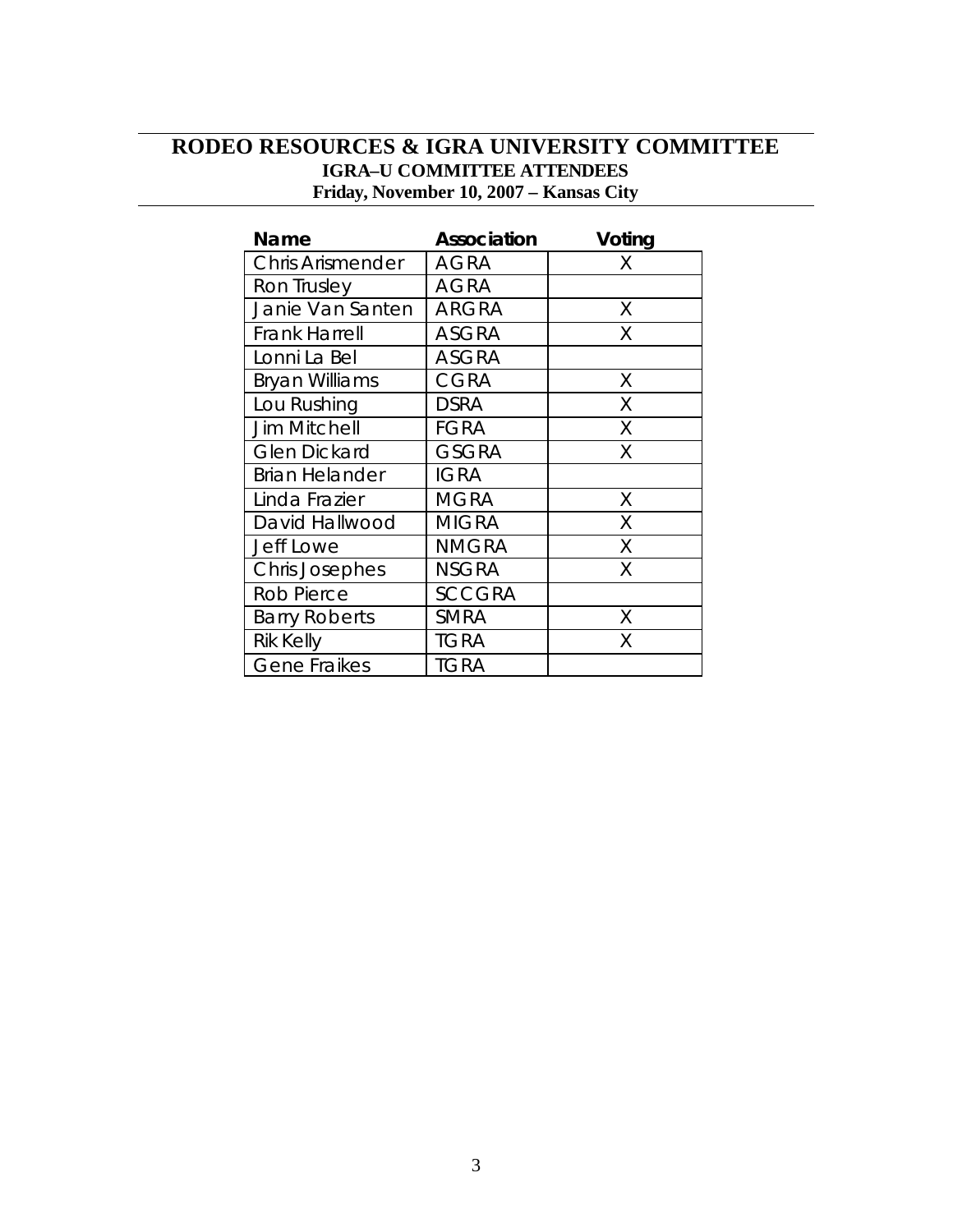# RODEO RESOURCES & IGRA UNIVERSITY COMMITTEE

**IGRA–U COMMITTEE ATTENDEES**

**Friday, November 10, 2007 – Kansas City**

| Name | Association | Voting |
|---|---|---|
| Chris Arismender | AGRA | X |
| Ron Trusley | AGRA | |
| Janie Van Santen | ARGRA | X |
| Frank Harrell | ASGRA | X |
| Lonni La Bel | ASGRA | |
| Bryan Williams | CGRA | X |
| Lou Rushing | DSRA | X |
| Jim Mitchell | FGRA | X |
| Glen Dickard | GSGRA | X |
| Brian Helander | IGRA | |
| Linda Frazier | MGRA | X |
| David Hallwood | MIGRA | X |
| Jeff Lowe | NMGRA | X |
| Chris Josephes | NSGRA | X |
| Rob Pierce | SCCGRA | |
| Barry Roberts | SMRA | X |
| Rik Kelly | TGRA | X |
| Gene Fraikes | TGRA | |